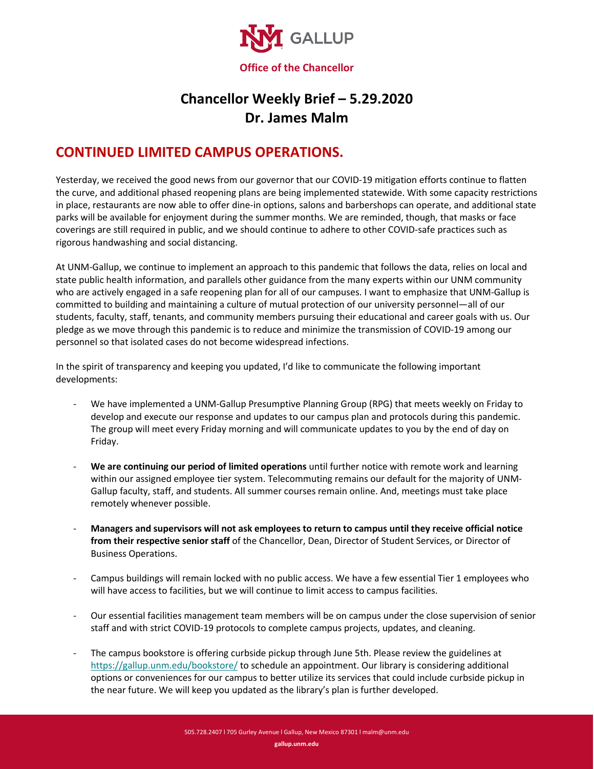Office of the Chancellor

# Chancellor Weekly Brief – 5.29.2020
# Dr. James Malm

## CONTINUED LIMITED CAMPUS OPERATIONS.

Yesterday, we received the good news from our governor that our COVID-19 mitigation efforts continue to flatten the curve, and additional phased reopening plans are being implemented statewide. With some capacity restrictions in place, restaurants are now able to offer dine-in options, salons and barbershops can operate, and additional state parks will be available for enjoyment during the summer months. We are reminded, though, that masks or face coverings are still required in public, and we should continue to adhere to other COVID-safe practices such as rigorous handwashing and social distancing.

At UNM-Gallup, we continue to implement an approach to this pandemic that follows the data, relies on local and state public health information, and parallels other guidance from the many experts within our UNM community who are actively engaged in a safe reopening plan for all of our campuses. I want to emphasize that UNM-Gallup is committed to building and maintaining a culture of mutual protection of our university personnel—all of our students, faculty, staff, tenants, and community members pursuing their educational and career goals with us. Our pledge as we move through this pandemic is to reduce and minimize the transmission of COVID-19 among our personnel so that isolated cases do not become widespread infections.

In the spirit of transparency and keeping you updated, I'd like to communicate the following important developments:

- We have implemented a UNM-Gallup Presumptive Planning Group (RPG) that meets weekly on Friday to develop and execute our response and updates to our campus plan and protocols during this pandemic. The group will meet every Friday morning and will communicate updates to you by the end of day on Friday.

- **We are continuing our period of limited operations** until further notice with remote work and learning within our assigned employee tier system. Telecommuting remains our default for the majority of UNM-Gallup faculty, staff, and students. All summer courses remain online. And, meetings must take place remotely whenever possible.

- **Managers and supervisors will not ask employees to return to campus until they receive official notice from their respective senior staff** of the Chancellor, Dean, Director of Student Services, or Director of Business Operations.

- Campus buildings will remain locked with no public access. We have a few essential Tier 1 employees who will have access to facilities, but we will continue to limit access to campus facilities.

- Our essential facilities management team members will be on campus under the close supervision of senior staff and with strict COVID-19 protocols to complete campus projects, updates, and cleaning.

- The campus bookstore is offering curbside pickup through June 5th. Please review the guidelines at https://gallup.unm.edu/bookstore/ to schedule an appointment. Our library is considering additional options or conveniences for our campus to better utilize its services that could include curbside pickup in the near future. We will keep you updated as the library's plan is further developed.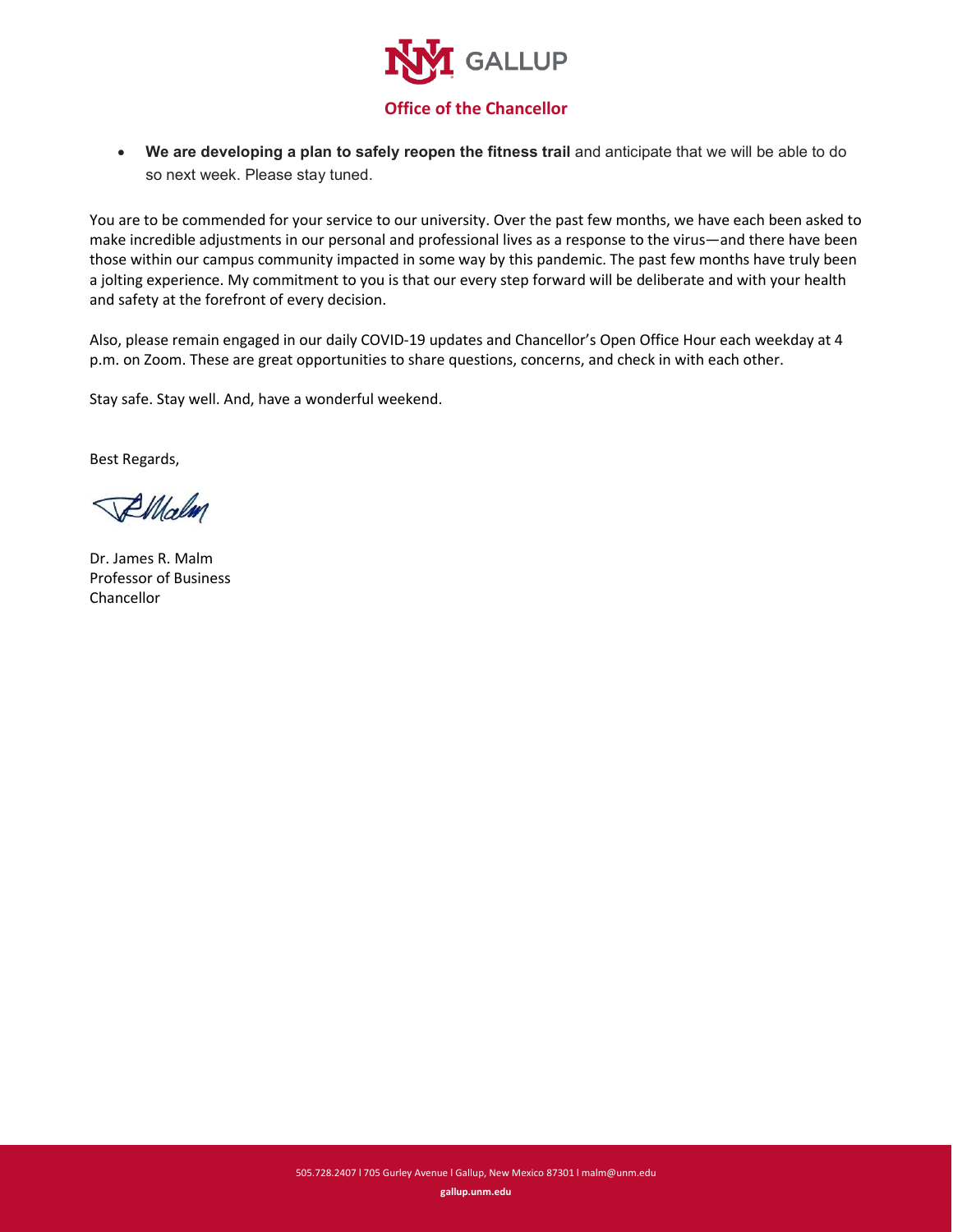- **We are developing a plan to safely reopen the fitness trail** and anticipate that we will be able to do so next week. Please stay tuned.

You are to be commended for your service to our university. Over the past few months, we have each been asked to make incredible adjustments in our personal and professional lives as a response to the virus—and there have been those within our campus community impacted in some way by this pandemic. The past few months have truly been a jolting experience. My commitment to you is that our every step forward will be deliberate and with your health and safety at the forefront of every decision.

Also, please remain engaged in our daily COVID-19 updates and Chancellor's Open Office Hour each weekday at 4 p.m. on Zoom. These are great opportunities to share questions, concerns, and check in with each other.

Stay safe. Stay well. And, have a wonderful weekend.

Best Regards,

Dr. James R. Malm
Professor of Business
Chancellor